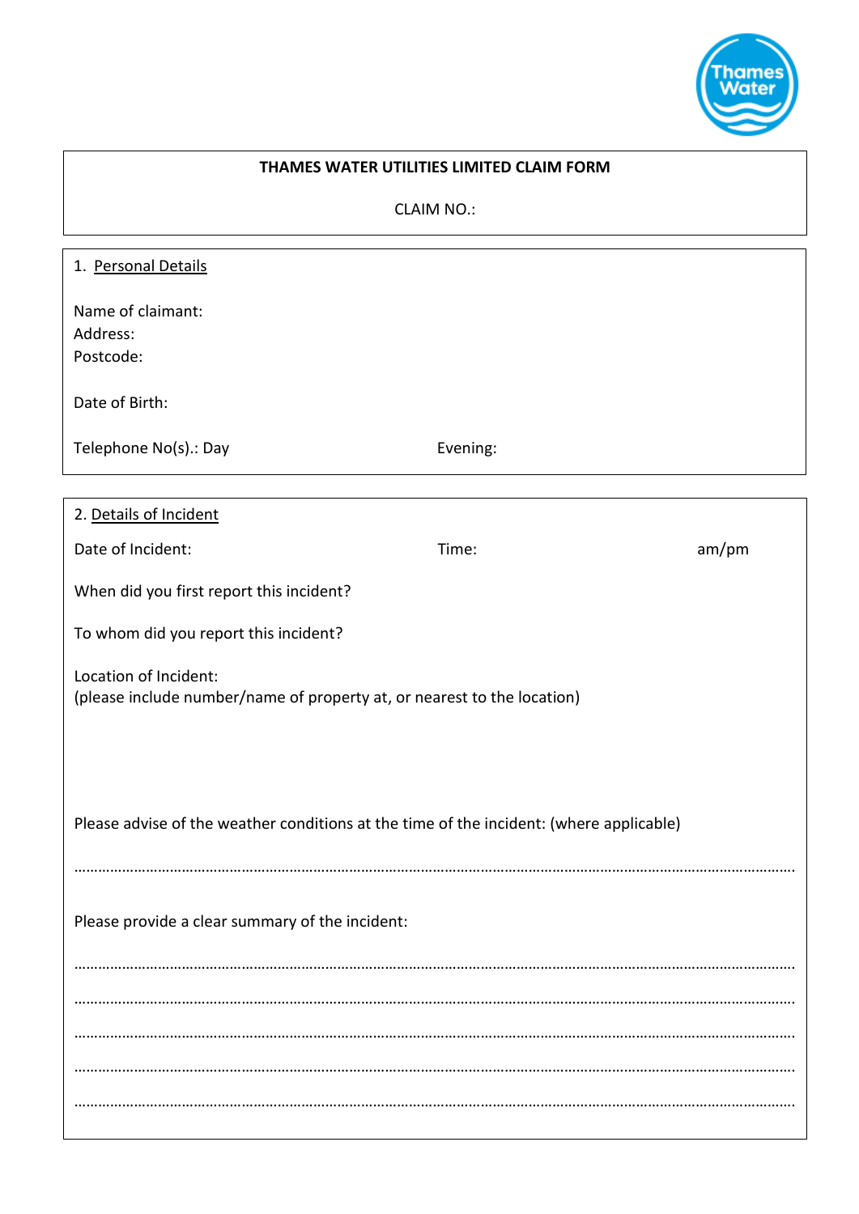**THAMES WATER UTILITIES LIMITED CLAIM FORM**

CLAIM NO.:

1. Personal Details

Name of claimant:
Address:
Postcode:

Date of Birth:

Telephone No(s).: Day Evening:

2. Details of Incident

Date of Incident: Time: am/pm

When did you first report this incident?

To whom did you report this incident?

Location of Incident:
(please include number/name of property at, or nearest to the location)

Please advise of the weather conditions at the time of the incident: (where applicable)

……………………………………………………………………………………………………………………………………………………

Please provide a clear summary of the incident:

……………………………………………………………………………………………………………………………………………………

……………………………………………………………………………………………………………………………………………………

……………………………………………………………………………………………………………………………………………………

……………………………………………………………………………………………………………………………………………………

……………………………………………………………………………………………………………………………………………………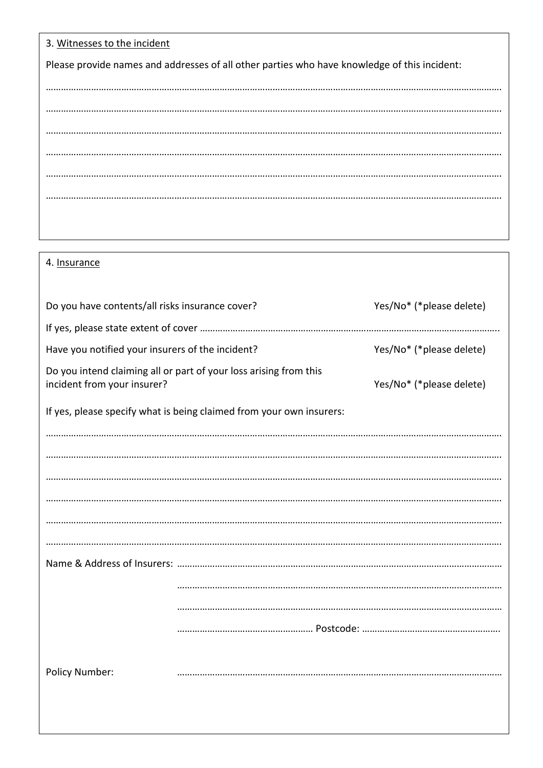3. Witnesses to the incident

Please provide names and addresses of all other parties who have knowledge of this incident:

…………………………………………………………………………………………………………………………………………………………

…………………………………………………………………………………………………………………………………………………………

…………………………………………………………………………………………………………………………………………………………

…………………………………………………………………………………………………………………………………………………………

…………………………………………………………………………………………………………………………………………………………

…………………………………………………………………………………………………………………………………………………………

4. Insurance

Do you have contents/all risks insurance cover? Yes/No* (*please delete)

If yes, please state extent of cover ……………………………………………………………………………………………………..

Have you notified your insurers of the incident? Yes/No* (*please delete)

Do you intend claiming all or part of your loss arising from this incident from your insurer? Yes/No* (*please delete)

If yes, please specify what is being claimed from your own insurers:

…………………………………………………………………………………………………………………………………………………………

…………………………………………………………………………………………………………………………………………………………

…………………………………………………………………………………………………………………………………………………………

…………………………………………………………………………………………………………………………………………………………

…………………………………………………………………………………………………………………………………………………………

…………………………………………………………………………………………………………………………………………………………

Name & Address of Insurers: ……………………………………………………………………………………………………………

……………………………………………………………………………………………………………

……………………………………………………………………………………………………………

……………………………………………… Postcode: ………………………………………………

Policy Number: ……………………………………………………………………………………………………………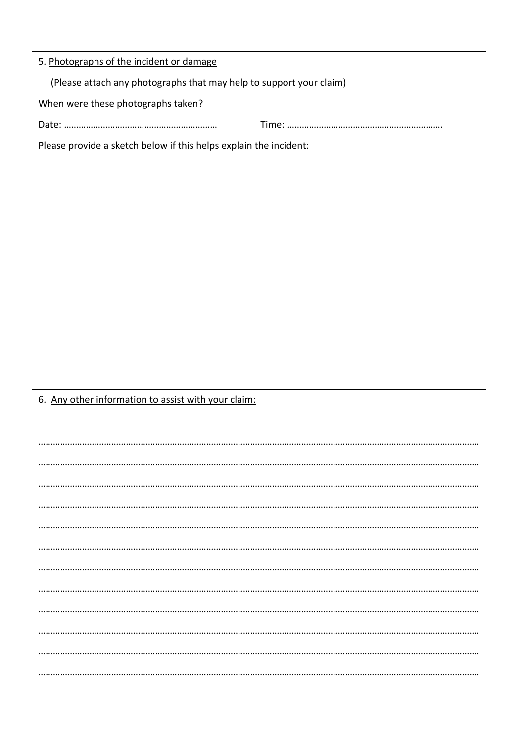5. Photographs of the incident or damage

(Please attach any photographs that may help to support your claim)

When were these photographs taken?

Date: …………………………………………………… Time: …………………………………………………….

Please provide a sketch below if this helps explain the incident:

6. Any other information to assist with your claim:

……………………………………………………………………………………………………………………………………………………

……………………………………………………………………………………………………………………………………………………

……………………………………………………………………………………………………………………………………………………

……………………………………………………………………………………………………………………………………………………

……………………………………………………………………………………………………………………………………………………

……………………………………………………………………………………………………………………………………………………

……………………………………………………………………………………………………………………………………………………

……………………………………………………………………………………………………………………………………………………

……………………………………………………………………………………………………………………………………………………

……………………………………………………………………………………………………………………………………………………

……………………………………………………………………………………………………………………………………………………

……………………………………………………………………………………………………………………………………………………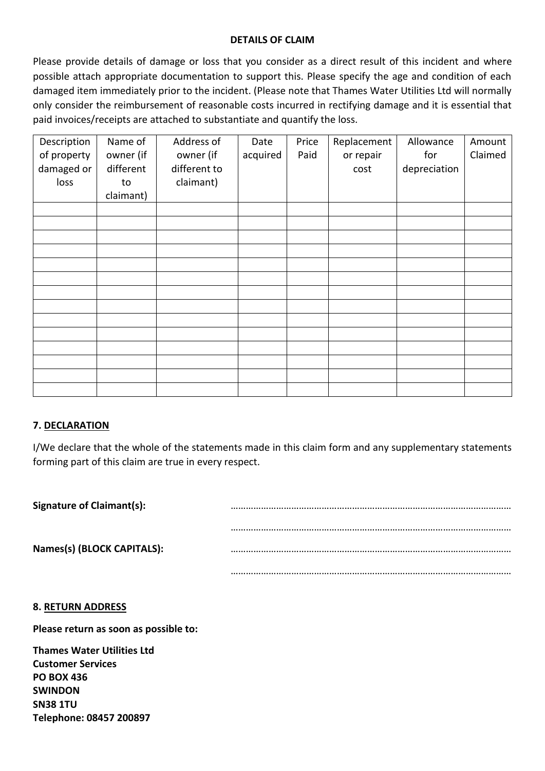**DETAILS OF CLAIM**

Please provide details of damage or loss that you consider as a direct result of this incident and where possible attach appropriate documentation to support this. Please specify the age and condition of each damaged item immediately prior to the incident. (Please note that Thames Water Utilities Ltd will normally only consider the reimbursement of reasonable costs incurred in rectifying damage and it is essential that paid invoices/receipts are attached to substantiate and quantify the loss.

| Description of property damaged or loss | Name of owner (if different to claimant) | Address of owner (if different to claimant) | Date acquired | Price Paid | Replacement or repair cost | Allowance for depreciation | Amount Claimed |
|---|---|---|---|---|---|---|---|
| | | | | | | | |
| | | | | | | | |
| | | | | | | | |
| | | | | | | | |
| | | | | | | | |
| | | | | | | | |
| | | | | | | | |
| | | | | | | | |
| | | | | | | | |
| | | | | | | | |
| | | | | | | | |
| | | | | | | | |
| | | | | | | | |
| | | | | | | | |

**7. DECLARATION**

I/We declare that the whole of the statements made in this claim form and any supplementary statements forming part of this claim are true in every respect.

**Signature of Claimant(s):** ……………………………………………………………………………………………

……………………………………………………………………………………………

**Names(s) (BLOCK CAPITALS):** ……………………………………………………………………………………………

……………………………………………………………………………………………

**8. RETURN ADDRESS**

**Please return as soon as possible to:**

**Thames Water Utilities Ltd**
**Customer Services**
**PO BOX 436**
**SWINDON**
**SN38 1TU**
**Telephone: 08457 200897**